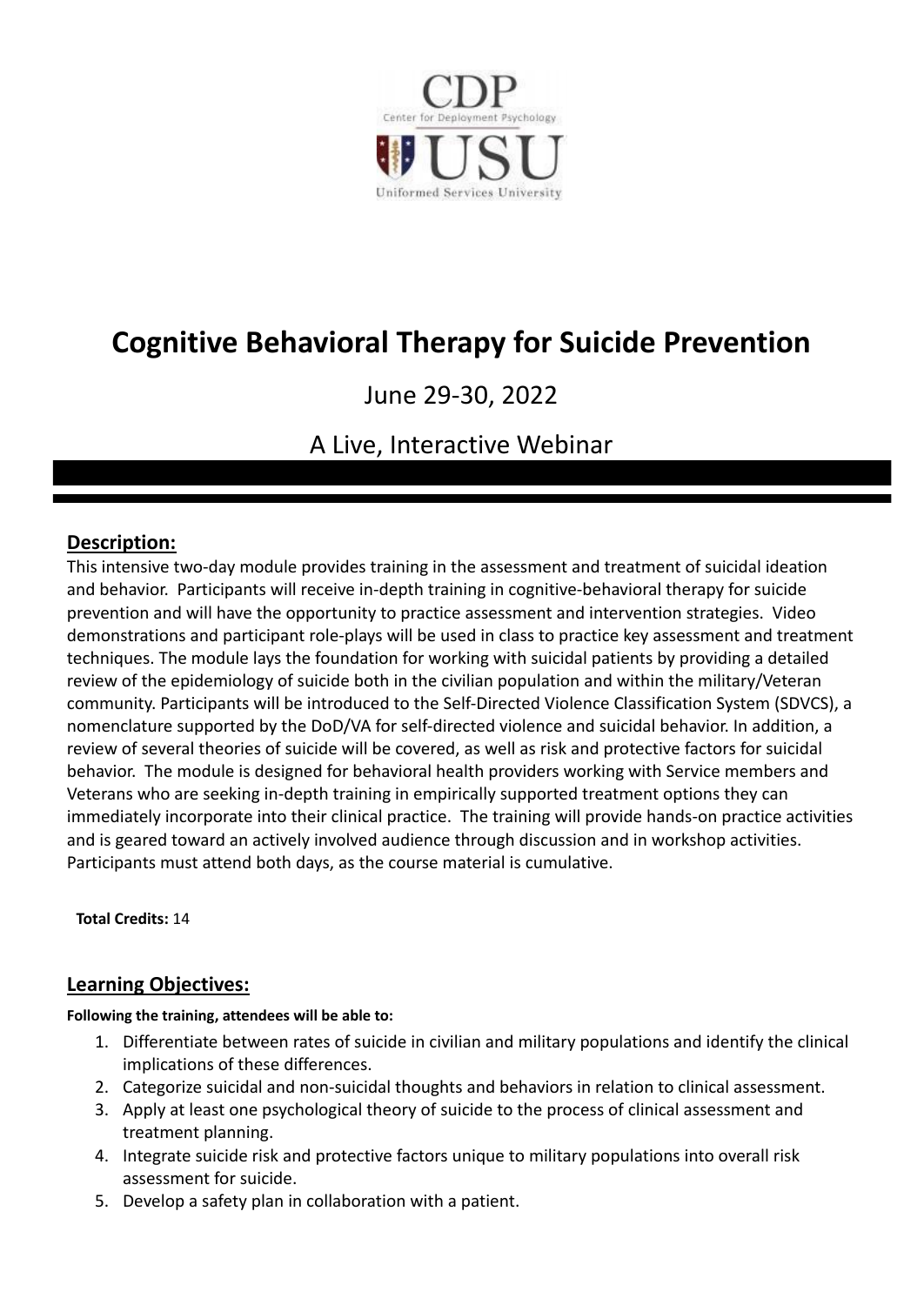CDP
Center for Deployment Psychology

USU
Uniformed Services University

# Cognitive Behavioral Therapy for Suicide Prevention

June 29-30, 2022

A Live, Interactive Webinar

## Description:

This intensive two-day module provides training in the assessment and treatment of suicidal ideation and behavior. Participants will receive in-depth training in cognitive-behavioral therapy for suicide prevention and will have the opportunity to practice assessment and intervention strategies. Video demonstrations and participant role-plays will be used in class to practice key assessment and treatment techniques. The module lays the foundation for working with suicidal patients by providing a detailed review of the epidemiology of suicide both in the civilian population and within the military/Veteran community. Participants will be introduced to the Self-Directed Violence Classification System (SDVCS), a nomenclature supported by the DoD/VA for self-directed violence and suicidal behavior. In addition, a review of several theories of suicide will be covered, as well as risk and protective factors for suicidal behavior. The module is designed for behavioral health providers working with Service members and Veterans who are seeking in-depth training in empirically supported treatment options they can immediately incorporate into their clinical practice. The training will provide hands-on practice activities and is geared toward an actively involved audience through discussion and in workshop activities. Participants must attend both days, as the course material is cumulative.

**Total Credits:** 14

## Learning Objectives:

**Following the training, attendees will be able to:**

1. Differentiate between rates of suicide in civilian and military populations and identify the clinical implications of these differences.
2. Categorize suicidal and non-suicidal thoughts and behaviors in relation to clinical assessment.
3. Apply at least one psychological theory of suicide to the process of clinical assessment and treatment planning.
4. Integrate suicide risk and protective factors unique to military populations into overall risk assessment for suicide.
5. Develop a safety plan in collaboration with a patient.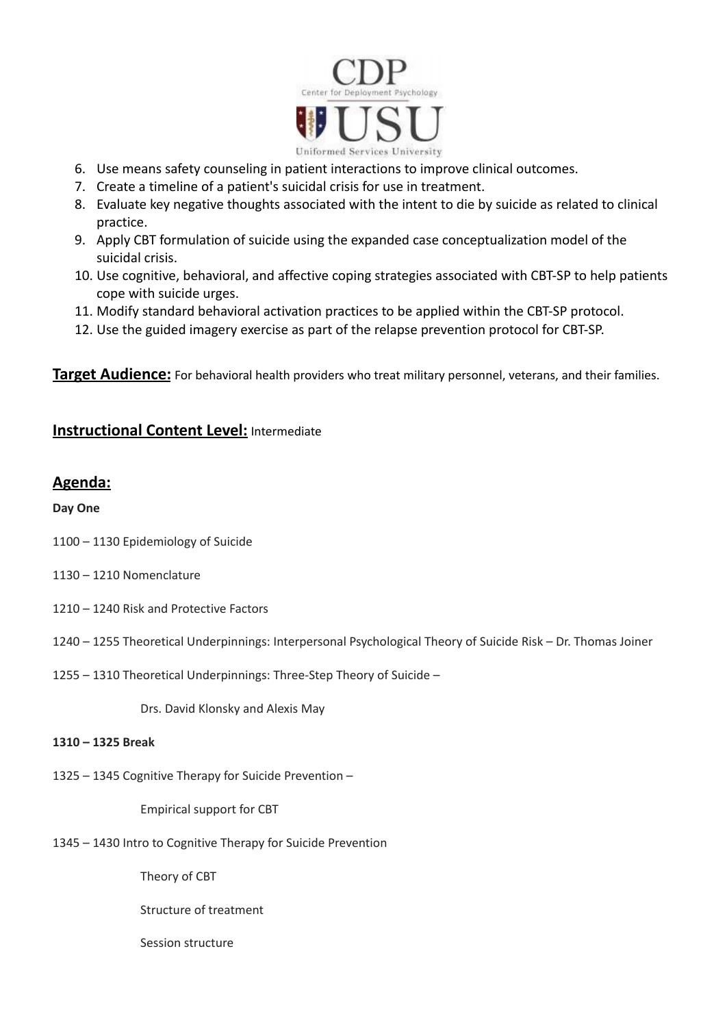6. Use means safety counseling in patient interactions to improve clinical outcomes.
7. Create a timeline of a patient's suicidal crisis for use in treatment.
8. Evaluate key negative thoughts associated with the intent to die by suicide as related to clinical practice.
9. Apply CBT formulation of suicide using the expanded case conceptualization model of the suicidal crisis.
10. Use cognitive, behavioral, and affective coping strategies associated with CBT-SP to help patients cope with suicide urges.
11. Modify standard behavioral activation practices to be applied within the CBT-SP protocol.
12. Use the guided imagery exercise as part of the relapse prevention protocol for CBT-SP.

**Target Audience:** For behavioral health providers who treat military personnel, veterans, and their families.

**Instructional Content Level:** Intermediate

## Agenda:

**Day One**

1100 – 1130 Epidemiology of Suicide

1130 – 1210 Nomenclature

1210 – 1240 Risk and Protective Factors

1240 – 1255 Theoretical Underpinnings: Interpersonal Psychological Theory of Suicide Risk – Dr. Thomas Joiner

1255 – 1310 Theoretical Underpinnings: Three-Step Theory of Suicide –

Drs. David Klonsky and Alexis May

**1310 – 1325 Break**

1325 – 1345 Cognitive Therapy for Suicide Prevention –

Empirical support for CBT

1345 – 1430 Intro to Cognitive Therapy for Suicide Prevention

Theory of CBT

Structure of treatment

Session structure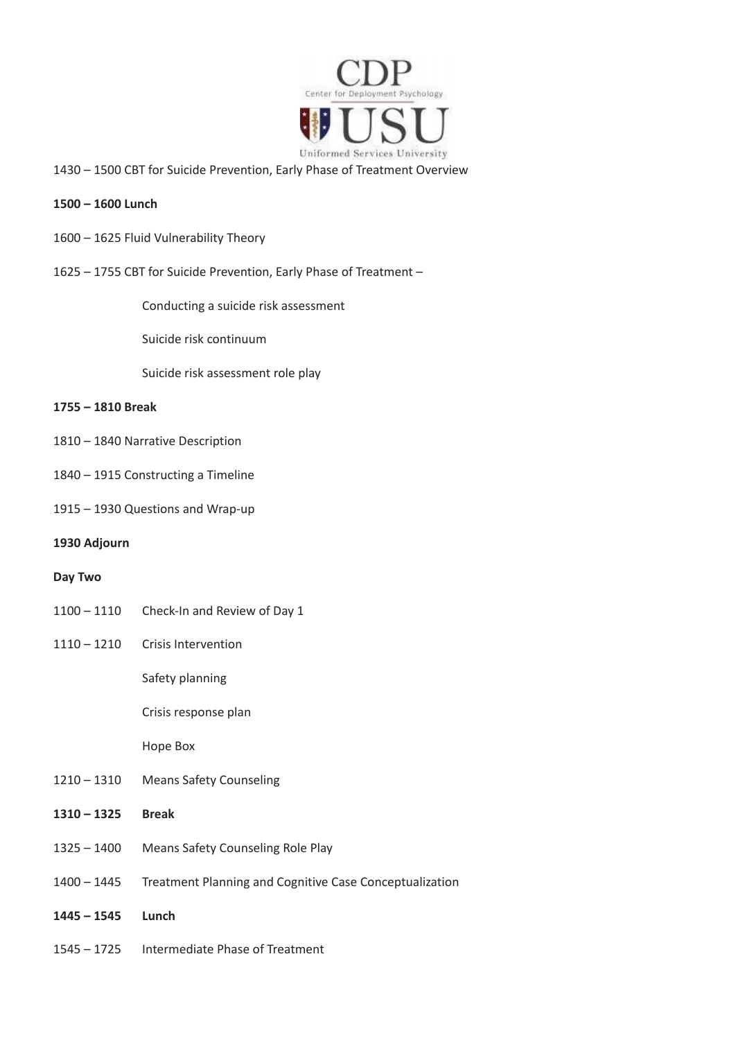1430 – 1500 CBT for Suicide Prevention, Early Phase of Treatment Overview

**1500 – 1600 Lunch**

1600 – 1625 Fluid Vulnerability Theory

1625 – 1755 CBT for Suicide Prevention, Early Phase of Treatment –

- Conducting a suicide risk assessment
- Suicide risk continuum
- Suicide risk assessment role play

**1755 – 1810 Break**

1810 – 1840 Narrative Description

1840 – 1915 Constructing a Timeline

1915 – 1930 Questions and Wrap-up

**1930 Adjourn**

**Day Two**

1100 – 1110 Check-In and Review of Day 1

1110 – 1210 Crisis Intervention

- Safety planning
- Crisis response plan
- Hope Box

1210 – 1310 Means Safety Counseling

**1310 – 1325 Break**

1325 – 1400 Means Safety Counseling Role Play

1400 – 1445 Treatment Planning and Cognitive Case Conceptualization

**1445 – 1545 Lunch**

1545 – 1725 Intermediate Phase of Treatment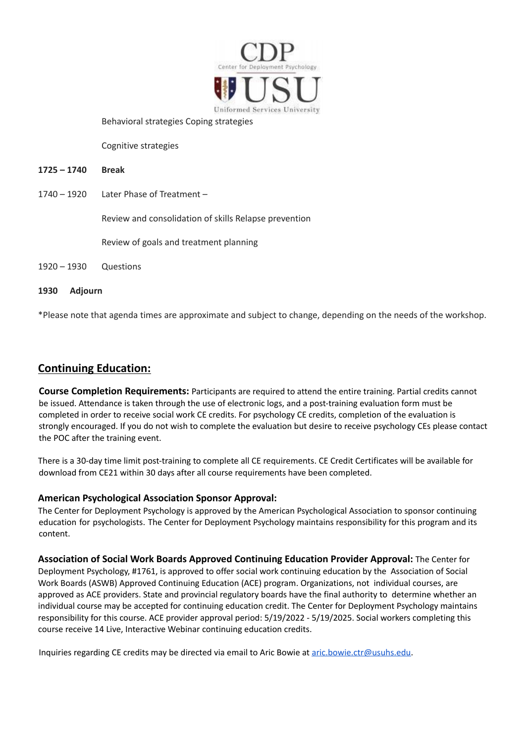Behavioral strategies Coping strategies

Cognitive strategies

**1725 – 1740 Break**

1740 – 1920 Later Phase of Treatment –

Review and consolidation of skills Relapse prevention

Review of goals and treatment planning

1920 – 1930 Questions

**1930 Adjourn**

*Please note that agenda times are approximate and subject to change, depending on the needs of the workshop.

## Continuing Education:

**Course Completion Requirements:** Participants are required to attend the entire training. Partial credits cannot be issued. Attendance is taken through the use of electronic logs, and a post-training evaluation form must be completed in order to receive social work CE credits. For psychology CE credits, completion of the evaluation is strongly encouraged. If you do not wish to complete the evaluation but desire to receive psychology CEs please contact the POC after the training event.

There is a 30-day time limit post-training to complete all CE requirements. CE Credit Certificates will be available for download from CE21 within 30 days after all course requirements have been completed.

**American Psychological Association Sponsor Approval:**

The Center for Deployment Psychology is approved by the American Psychological Association to sponsor continuing education for psychologists. The Center for Deployment Psychology maintains responsibility for this program and its content.

**Association of Social Work Boards Approved Continuing Education Provider Approval:** The Center for Deployment Psychology, #1761, is approved to offer social work continuing education by the Association of Social Work Boards (ASWB) Approved Continuing Education (ACE) program. Organizations, not individual courses, are approved as ACE providers. State and provincial regulatory boards have the final authority to determine whether an individual course may be accepted for continuing education credit. The Center for Deployment Psychology maintains responsibility for this course. ACE provider approval period: 5/19/2022 - 5/19/2025. Social workers completing this course receive 14 Live, Interactive Webinar continuing education credits.

Inquiries regarding CE credits may be directed via email to Aric Bowie at aric.bowie.ctr@usuhs.edu.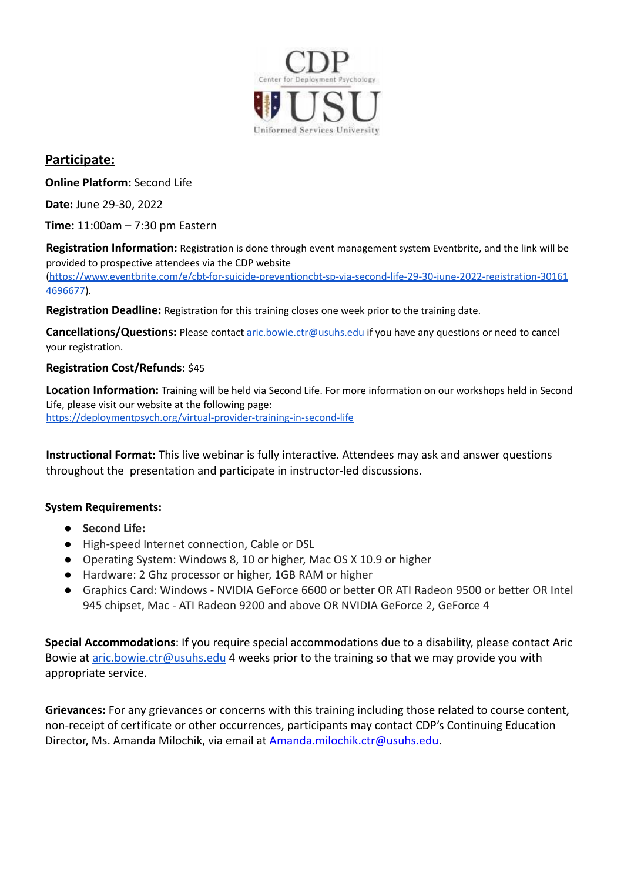CDP
Center for Deployment Psychology

USU
Uniformed Services University

## Participate:

**Online Platform:** Second Life

**Date:** June 29-30, 2022

**Time:** 11:00am – 7:30 pm Eastern

**Registration Information:** Registration is done through event management system Eventbrite, and the link will be provided to prospective attendees via the CDP website (https://www.eventbrite.com/e/cbt-for-suicide-preventioncbt-sp-via-second-life-29-30-june-2022-registration-301614696677).

**Registration Deadline:** Registration for this training closes one week prior to the training date.

**Cancellations/Questions:** Please contact aric.bowie.ctr@usuhs.edu if you have any questions or need to cancel your registration.

**Registration Cost/Refunds**: $45

**Location Information:** Training will be held via Second Life. For more information on our workshops held in Second Life, please visit our website at the following page: https://deploymentpsych.org/virtual-provider-training-in-second-life

**Instructional Format:** This live webinar is fully interactive. Attendees may ask and answer questions throughout the presentation and participate in instructor-led discussions.

**System Requirements:**

- **Second Life:**
- High-speed Internet connection, Cable or DSL
- Operating System: Windows 8, 10 or higher, Mac OS X 10.9 or higher
- Hardware: 2 Ghz processor or higher, 1GB RAM or higher
- Graphics Card: Windows - NVIDIA GeForce 6600 or better OR ATI Radeon 9500 or better OR Intel 945 chipset, Mac - ATI Radeon 9200 and above OR NVIDIA GeForce 2, GeForce 4

**Special Accommodations**: If you require special accommodations due to a disability, please contact Aric Bowie at aric.bowie.ctr@usuhs.edu 4 weeks prior to the training so that we may provide you with appropriate service.

**Grievances:** For any grievances or concerns with this training including those related to course content, non-receipt of certificate or other occurrences, participants may contact CDP's Continuing Education Director, Ms. Amanda Milochik, via email at Amanda.milochik.ctr@usuhs.edu.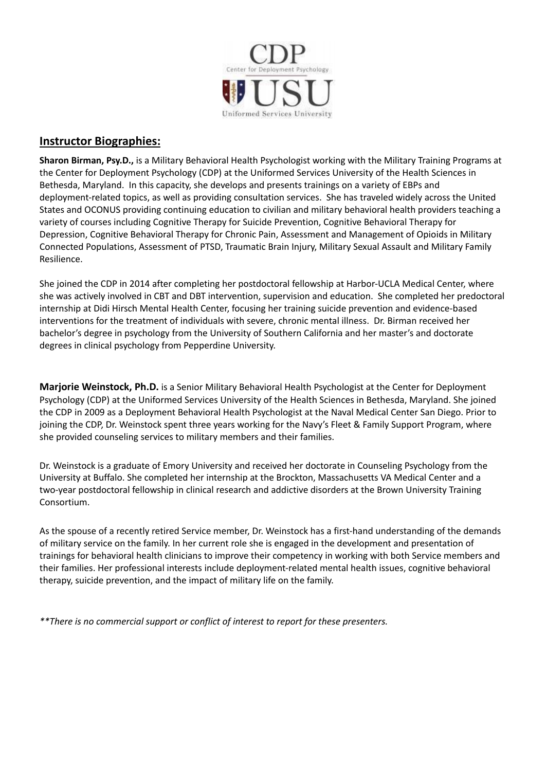CDP

Center for Deployment Psychology

USU

Uniformed Services University

## Instructor Biographies:

**Sharon Birman, Psy.D.,** is a Military Behavioral Health Psychologist working with the Military Training Programs at the Center for Deployment Psychology (CDP) at the Uniformed Services University of the Health Sciences in Bethesda, Maryland. In this capacity, she develops and presents trainings on a variety of EBPs and deployment-related topics, as well as providing consultation services. She has traveled widely across the United States and OCONUS providing continuing education to civilian and military behavioral health providers teaching a variety of courses including Cognitive Therapy for Suicide Prevention, Cognitive Behavioral Therapy for Depression, Cognitive Behavioral Therapy for Chronic Pain, Assessment and Management of Opioids in Military Connected Populations, Assessment of PTSD, Traumatic Brain Injury, Military Sexual Assault and Military Family Resilience.

She joined the CDP in 2014 after completing her postdoctoral fellowship at Harbor-UCLA Medical Center, where she was actively involved in CBT and DBT intervention, supervision and education. She completed her predoctoral internship at Didi Hirsch Mental Health Center, focusing her training suicide prevention and evidence-based interventions for the treatment of individuals with severe, chronic mental illness. Dr. Birman received her bachelor's degree in psychology from the University of Southern California and her master's and doctorate degrees in clinical psychology from Pepperdine University.

**Marjorie Weinstock, Ph.D.** is a Senior Military Behavioral Health Psychologist at the Center for Deployment Psychology (CDP) at the Uniformed Services University of the Health Sciences in Bethesda, Maryland. She joined the CDP in 2009 as a Deployment Behavioral Health Psychologist at the Naval Medical Center San Diego. Prior to joining the CDP, Dr. Weinstock spent three years working for the Navy's Fleet & Family Support Program, where she provided counseling services to military members and their families.

Dr. Weinstock is a graduate of Emory University and received her doctorate in Counseling Psychology from the University at Buffalo. She completed her internship at the Brockton, Massachusetts VA Medical Center and a two-year postdoctoral fellowship in clinical research and addictive disorders at the Brown University Training Consortium.

As the spouse of a recently retired Service member, Dr. Weinstock has a first-hand understanding of the demands of military service on the family. In her current role she is engaged in the development and presentation of trainings for behavioral health clinicians to improve their competency in working with both Service members and their families. Her professional interests include deployment-related mental health issues, cognitive behavioral therapy, suicide prevention, and the impact of military life on the family.

*\*\*There is no commercial support or conflict of interest to report for these presenters.*